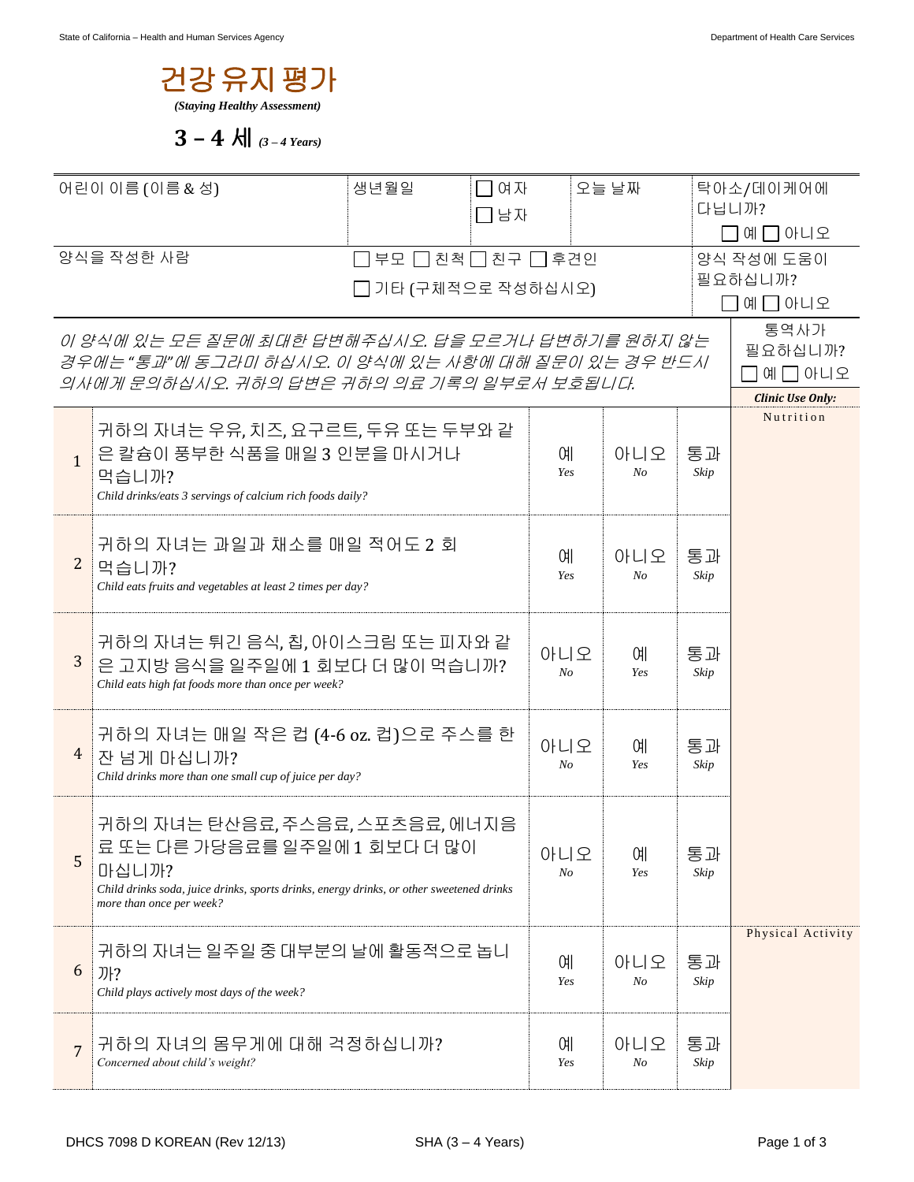State of California – Health and Human Services Agency

Department of Health Care Services

# 건강 유지 평가

*(Staying Healthy Assessment)*

## 3 – 4 세 *(3 – 4 Years)*

| 어린이 이름 (이름 & 성) | 생년월일 | ☐ 여자 ☐ 남자 | 오늘 날짜 | 탁아소/데이케어에 다닙니까? ☐ 예 ☐ 아니오 |
|---|---|---|---|---|
| 양식을 작성한 사람 | ☐ 부모 ☐ 친척 ☐ 친구 ☐ 후견인 ☐ 기타 (구체적으로 작성하십시오) | | | 양식 작성에 도움이 필요하십니까? ☐ 예 ☐ 아니오 |

*이 양식에 있는 모든 질문에 최대한 답변해주십시오. 답을 모르거나 답변하기를 원하지 않는 경우에는 "통과"에 동그라미 하십시오. 이 양식에 있는 사항에 대해 질문이 있는 경우 반드시 의사에게 문의하십시오. 귀하의 답변은 귀하의 의료 기록의 일부로서 보호됩니다.*

통역사가 필요하십니까? ☐ 예 ☐ 아니오

| # | 질문 | | | | ***Clinic Use Only:*** |
|---|---|---|---|---|---|
| 1 | 귀하의 자녀는 우유, 치즈, 요구르트, 두유 또는 두부와 같은 칼슘이 풍부한 식품을 매일 3 인분을 마시거나 먹습니까? *Child drinks/eats 3 servings of calcium rich foods daily?* | 예 *Yes* | 아니오 *No* | 통과 *Skip* | Nutrition |
| 2 | 귀하의 자녀는 과일과 채소를 매일 적어도 2 회 먹습니까? *Child eats fruits and vegetables at least 2 times per day?* | 예 *Yes* | 아니오 *No* | 통과 *Skip* | |
| 3 | 귀하의 자녀는 튀긴 음식, 칩, 아이스크림 또는 피자와 같은 고지방 음식을 일주일에 1 회보다 더 많이 먹습니까? *Child eats high fat foods more than once per week?* | 아니오 *No* | 예 *Yes* | 통과 *Skip* | |
| 4 | 귀하의 자녀는 매일 작은 컵 (4-6 oz. 컵)으로 주스를 한 잔 넘게 마십니까? *Child drinks more than one small cup of juice per day?* | 아니오 *No* | 예 *Yes* | 통과 *Skip* | |
| 5 | 귀하의 자녀는 탄산음료, 주스음료, 스포츠음료, 에너지음료 또는 다른 가당음료를 일주일에 1 회보다 더 많이 마십니까? *Child drinks soda, juice drinks, sports drinks, energy drinks, or other sweetened drinks more than once per week?* | 아니오 *No* | 예 *Yes* | 통과 *Skip* | |
| 6 | 귀하의 자녀는 일주일 중 대부분의 날에 활동적으로 놉니까? *Child plays actively most days of the week?* | 예 *Yes* | 아니오 *No* | 통과 *Skip* | Physical Activity |
| 7 | 귀하의 자녀의 몸무게에 대해 걱정하십니까? *Concerned about child's weight?* | 예 *Yes* | 아니오 *No* | 통과 *Skip* | |

DHCS 7098 D KOREAN (Rev 12/13) SHA (3 – 4 Years)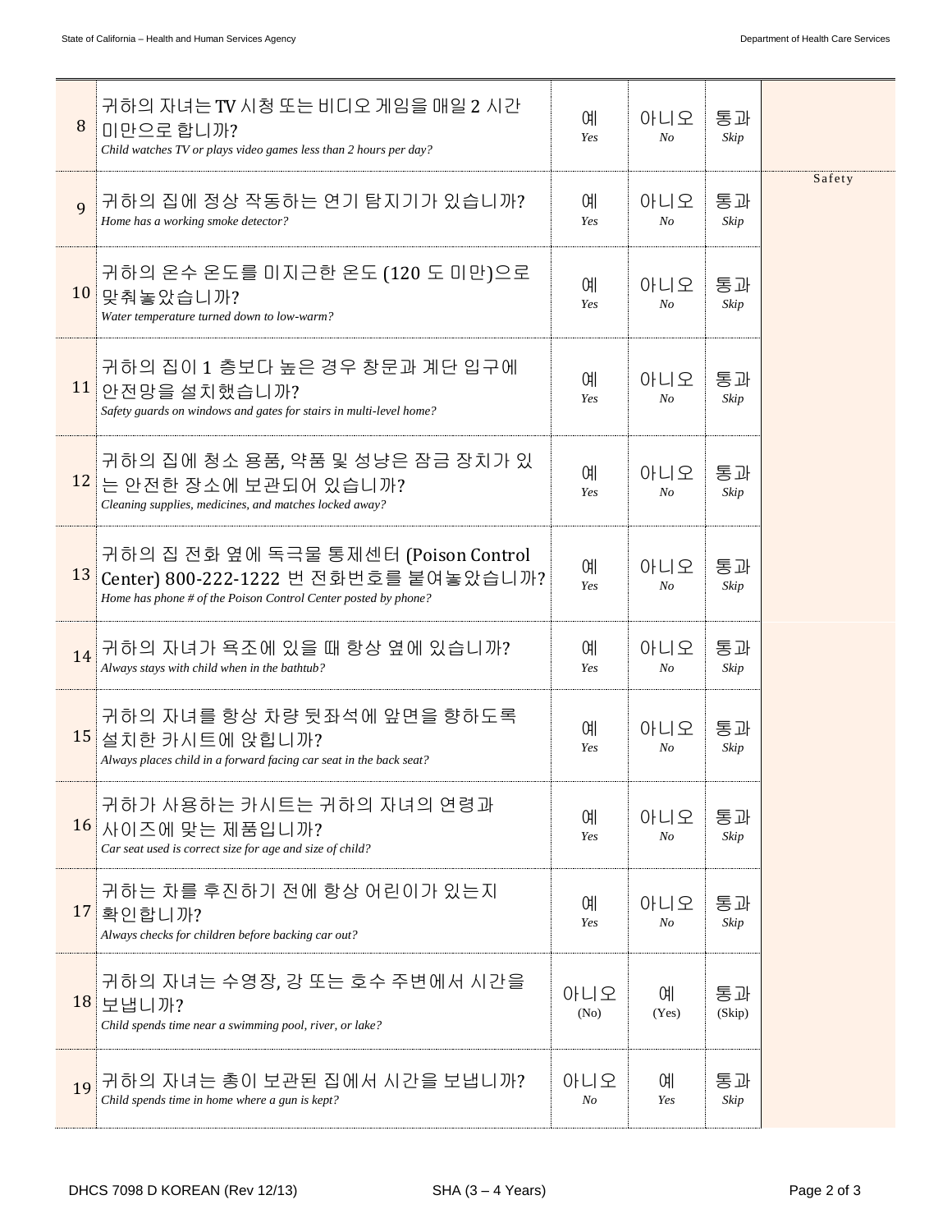| | | | | | |
|---|---|---|---|---|---|
| 8 | 귀하의 자녀는 TV 시청 또는 비디오 게임을 매일 2 시간 미만으로 합니까?<br>*Child watches TV or plays video games less than 2 hours per day?* | 예<br>*Yes* | 아니오<br>*No* | 통과<br>*Skip* | |
| 9 | 귀하의 집에 정상 작동하는 연기 탐지기가 있습니까?<br>*Home has a working smoke detector?* | 예<br>*Yes* | 아니오<br>*No* | 통과<br>*Skip* | Safety |
| 10 | 귀하의 온수 온도를 미지근한 온도 (120 도 미만)으로 맞춰놓았습니까?<br>*Water temperature turned down to low-warm?* | 예<br>*Yes* | 아니오<br>*No* | 통과<br>*Skip* | |
| 11 | 귀하의 집이 1 층보다 높은 경우 창문과 계단 입구에 안전망을 설치했습니까?<br>*Safety guards on windows and gates for stairs in multi-level home?* | 예<br>*Yes* | 아니오<br>*No* | 통과<br>*Skip* | |
| 12 | 귀하의 집에 청소 용품, 약품 및 성냥은 잠금 장치가 있는 안전한 장소에 보관되어 있습니까?<br>*Cleaning supplies, medicines, and matches locked away?* | 예<br>*Yes* | 아니오<br>*No* | 통과<br>*Skip* | |
| 13 | 귀하의 집 전화 옆에 독극물 통제센터 (Poison Control Center) 800-222-1222 번 전화번호를 붙여놓았습니까?<br>*Home has phone # of the Poison Control Center posted by phone?* | 예<br>*Yes* | 아니오<br>*No* | 통과<br>*Skip* | |
| 14 | 귀하의 자녀가 욕조에 있을 때 항상 옆에 있습니까?<br>*Always stays with child when in the bathtub?* | 예<br>*Yes* | 아니오<br>*No* | 통과<br>*Skip* | |
| 15 | 귀하의 자녀를 항상 차량 뒷좌석에 앞면을 향하도록 설치한 카시트에 앉힙니까?<br>*Always places child in a forward facing car seat in the back seat?* | 예<br>*Yes* | 아니오<br>*No* | 통과<br>*Skip* | |
| 16 | 귀하가 사용하는 카시트는 귀하의 자녀의 연령과 사이즈에 맞는 제품입니까?<br>*Car seat used is correct size for age and size of child?* | 예<br>*Yes* | 아니오<br>*No* | 통과<br>*Skip* | |
| 17 | 귀하는 차를 후진하기 전에 항상 어린이가 있는지 확인합니까?<br>*Always checks for children before backing car out?* | 예<br>*Yes* | 아니오<br>*No* | 통과<br>*Skip* | |
| 18 | 귀하의 자녀는 수영장, 강 또는 호수 주변에서 시간을 보냅니까?<br>*Child spends time near a swimming pool, river, or lake?* | 아니오<br>(No) | 예<br>(Yes) | 통과<br>(Skip) | |
| 19 | 귀하의 자녀는 총이 보관된 집에서 시간을 보냅니까?<br>*Child spends time in home where a gun is kept?* | 아니오<br>*No* | 예<br>*Yes* | 통과<br>*Skip* | |

DHCS 7098 D KOREAN (Rev 12/13) SHA (3 – 4 Years)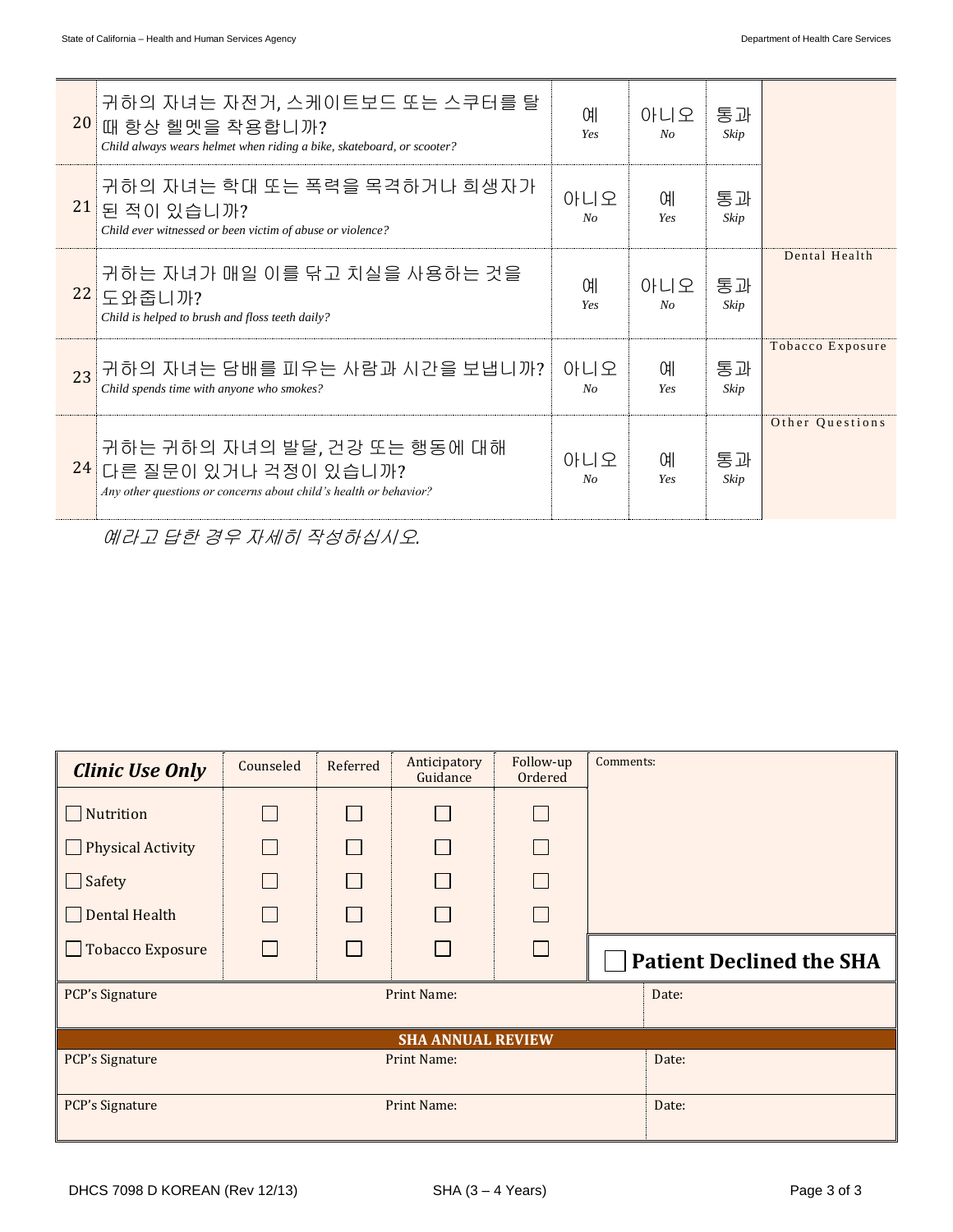| | | | | | |
|---|---|---|---|---|---|
| 20 | 귀하의 자녀는 자전거, 스케이트보드 또는 스쿠터를 탈 때 항상 헬멧을 착용합니까?<br>*Child always wears helmet when riding a bike, skateboard, or scooter?* | 예<br>*Yes* | 아니오<br>*No* | 통과<br>*Skip* | |
| 21 | 귀하의 자녀는 학대 또는 폭력을 목격하거나 희생자가 된 적이 있습니까?<br>*Child ever witnessed or been victim of abuse or violence?* | 아니오<br>*No* | 예<br>*Yes* | 통과<br>*Skip* | |
| 22 | 귀하는 자녀가 매일 이를 닦고 치실을 사용하는 것을 도와줍니까?<br>*Child is helped to brush and floss teeth daily?* | 예<br>*Yes* | 아니오<br>*No* | 통과<br>*Skip* | Dental Health |
| 23 | 귀하의 자녀는 담배를 피우는 사람과 시간을 보냅니까?<br>*Child spends time with anyone who smokes?* | 아니오<br>*No* | 예<br>*Yes* | 통과<br>*Skip* | Tobacco Exposure |
| 24 | 귀하는 귀하의 자녀의 발달, 건강 또는 행동에 대해 다른 질문이 있거나 걱정이 있습니까?<br>*Any other questions or concerns about child's health or behavior?* | 아니오<br>*No* | 예<br>*Yes* | 통과<br>*Skip* | Other Questions |

*예라고 답한 경우 자세히 작성하십시오.*

| ***Clinic Use Only*** | Counseled | Referred | Anticipatory Guidance | Follow-up Ordered | Comments: |
|---|---|---|---|---|---|
| ☐ Nutrition | ☐ | ☐ | ☐ | ☐ | |
| ☐ Physical Activity | ☐ | ☐ | ☐ | ☐ | |
| ☐ Safety | ☐ | ☐ | ☐ | ☐ | |
| ☐ Dental Health | ☐ | ☐ | ☐ | ☐ | |
| ☐ Tobacco Exposure | ☐ | ☐ | ☐ | ☐ | ☐ **Patient Declined the SHA** |

| | | |
|---|---|---|
| PCP's Signature | Print Name: | Date: |
| **SHA ANNUAL REVIEW** | | |
| PCP's Signature | Print Name: | Date: |
| PCP's Signature | Print Name: | Date: |

DHCS 7098 D KOREAN (Rev 12/13) SHA (3 – 4 Years)